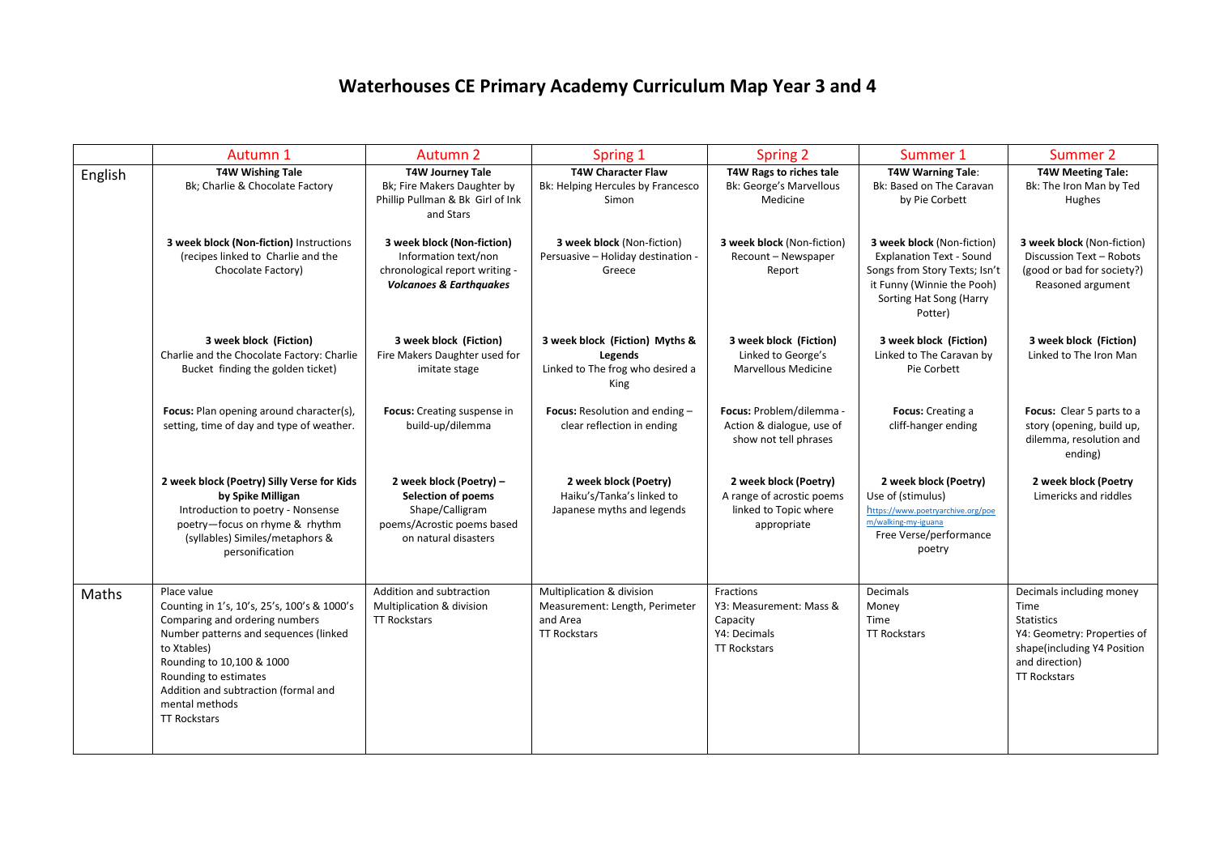# Waterhouses CE Primary Academy Curriculum Map Year 3 and 4

| | Autumn 1 | Autumn 2 | Spring 1 | Spring 2 | Summer 1 | Summer 2 |
|---|---|---|---|---|---|---|
| English | **T4W Wishing Tale**<br>Bk; Charlie & Chocolate Factory<br><br>**3 week block (Non-fiction)** Instructions (recipes linked to Charlie and the Chocolate Factory)<br><br>**3 week block (Fiction)**<br>Charlie and the Chocolate Factory: Charlie Bucket finding the golden ticket)<br><br>**Focus:** Plan opening around character(s), setting, time of day and type of weather.<br><br>**2 week block (Poetry) Silly Verse for Kids by Spike Milligan**<br>Introduction to poetry - Nonsense poetry—focus on rhyme & rhythm (syllables) Similes/metaphors & personification | **T4W Journey Tale**<br>Bk; Fire Makers Daughter by Phillip Pullman & Bk Girl of Ink and Stars<br><br>**3 week block (Non-fiction)**<br>Information text/non chronological report writing - ***Volcanoes & Earthquakes***<br><br>**3 week block (Fiction)**<br>Fire Makers Daughter used for imitate stage<br><br>**Focus:** Creating suspense in build-up/dilemma<br><br>**2 week block (Poetry) – Selection of poems**<br>Shape/Calligram poems/Acrostic poems based on natural disasters | **T4W Character Flaw**<br>Bk: Helping Hercules by Francesco Simon<br><br>**3 week block** (Non-fiction)<br>Persuasive – Holiday destination - Greece<br><br>**3 week block (Fiction) Myths & Legends**<br>Linked to The frog who desired a King<br><br>**Focus:** Resolution and ending – clear reflection in ending<br><br>**2 week block (Poetry)**<br>Haiku's/Tanka's linked to Japanese myths and legends | **T4W Rags to riches tale**<br>Bk: George's Marvellous Medicine<br><br>**3 week block** (Non-fiction)<br>Recount – Newspaper Report<br><br>**3 week block (Fiction)**<br>Linked to George's Marvellous Medicine<br><br>**Focus:** Problem/dilemma - Action & dialogue, use of show not tell phrases<br><br>**2 week block (Poetry)**<br>A range of acrostic poems linked to Topic where appropriate | **T4W Warning Tale**:<br>Bk: Based on The Caravan by Pie Corbett<br><br>**3 week block** (Non-fiction)<br>Explanation Text - Sound Songs from Story Texts; Isn't it Funny (Winnie the Pooh) Sorting Hat Song (Harry Potter)<br><br>**3 week block (Fiction)**<br>Linked to The Caravan by Pie Corbett<br><br>**Focus:** Creating a cliff-hanger ending<br><br>**2 week block (Poetry)**<br>Use of (stimulus)<br>https://www.poetryarchive.org/poem/walking-my-iguana<br>Free Verse/performance poetry | **T4W Meeting Tale:**<br>Bk: The Iron Man by Ted Hughes<br><br>**3 week block** (Non-fiction)<br>Discussion Text – Robots (good or bad for society?) Reasoned argument<br><br>**3 week block (Fiction)**<br>Linked to The Iron Man<br><br>**Focus:** Clear 5 parts to a story (opening, build up, dilemma, resolution and ending)<br><br>**2 week block (Poetry**<br>Limericks and riddles |
| Maths | Place value<br>Counting in 1's, 10's, 25's, 100's & 1000's<br>Comparing and ordering numbers<br>Number patterns and sequences (linked to Xtables)<br>Rounding to 10,100 & 1000<br>Rounding to estimates<br>Addition and subtraction (formal and mental methods<br>TT Rockstars | Addition and subtraction<br>Multiplication & division<br>TT Rockstars | Multiplication & division<br>Measurement: Length, Perimeter and Area<br>TT Rockstars | Fractions<br>Y3: Measurement: Mass & Capacity<br>Y4: Decimals<br>TT Rockstars | Decimals<br>Money<br>Time<br>TT Rockstars | Decimals including money<br>Time<br>Statistics<br>Y4: Geometry: Properties of shape(including Y4 Position and direction)<br>TT Rockstars |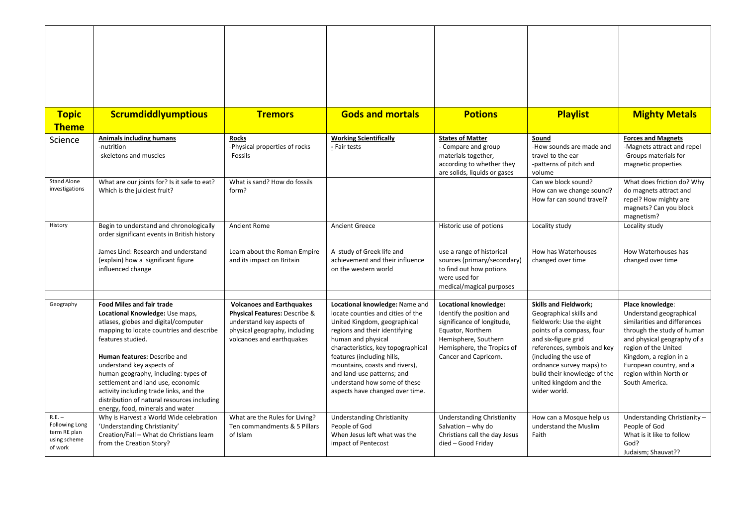| Topic Theme | Scrumdiddlyumptious | Tremors | Gods and mortals | Potions | Playlist | Mighty Metals |
|---|---|---|---|---|---|---|
| Science | **Animals including humans**<br>-nutrition<br>-skeletons and muscles | **Rocks**<br>-Physical properties of rocks<br>-Fossils | **Working Scientifically**<br>- Fair tests | **States of Matter**<br>- Compare and group materials together, according to whether they are solids, liquids or gases | **Sound**<br>-How sounds are made and travel to the ear<br>-patterns of pitch and volume | **Forces and Magnets**<br>-Magnets attract and repel<br>-Groups materials for magnetic properties |
| Stand Alone investigations | What are our joints for? Is it safe to eat? Which is the juiciest fruit? | What is sand? How do fossils form? | | | Can we block sound? How can we change sound? How far can sound travel? | What does friction do? Why do magnets attract and repel? How mighty are magnets? Can you block magnetism? |
| History | Begin to understand and chronologically order significant events in British history<br><br>James Lind: Research and understand (explain) how a significant figure influenced change | Ancient Rome<br><br>Learn about the Roman Empire and its impact on Britain | Ancient Greece<br><br>A study of Greek life and achievement and their influence on the western world | Historic use of potions<br><br>use a range of historical sources (primary/secondary) to find out how potions were used for medical/magical purposes | Locality study<br><br>How has Waterhouses changed over time | Locality study<br><br>How Waterhouses has changed over time |
| | | | | | | |
| Geography | **Food Miles and fair trade**<br>**Locational Knowledge:** Use maps, atlases, globes and digital/computer mapping to locate countries and describe features studied.<br><br>**Human features:** Describe and understand key aspects of human geography, including: types of settlement and land use, economic activity including trade links, and the distribution of natural resources including energy, food, minerals and water | **Volcanoes and Earthquakes**<br>**Physical Features:** Describe & understand key aspects of physical geography, including volcanoes and earthquakes | **Locational knowledge:** Name and locate counties and cities of the United Kingdom, geographical regions and their identifying human and physical characteristics, key topographical features (including hills, mountains, coasts and rivers), and land-use patterns; and understand how some of these aspects have changed over time. | **Locational knowledge:** Identify the position and significance of longitude, Equator, Northern Hemisphere, Southern Hemisphere, the Tropics of Cancer and Capricorn. | **Skills and Fieldwork;** Geographical skills and fieldwork: Use the eight points of a compass, four and six-figure grid references, symbols and key (including the use of ordnance survey maps) to build their knowledge of the united kingdom and the wider world. | **Place knowledge**: Understand geographical similarities and differences through the study of human and physical geography of a region of the United Kingdom, a region in a European country, and a region within North or South America. |
| R.E. – Following Long term RE plan using scheme of work | Why is Harvest a World Wide celebration<br>'Understanding Christianity'<br>Creation/Fall – What do Christians learn from the Creation Story? | What are the Rules for Living? Ten commandments & 5 Pillars of Islam | Understanding Christianity<br>People of God<br>When Jesus left what was the impact of Pentecost | Understanding Christianity<br>Salvation – why do Christians call the day Jesus died – Good Friday | How can a Mosque help us understand the Muslim Faith | Understanding Christianity – People of God<br>What is it like to follow God?<br>Judaism; Shauvat?? |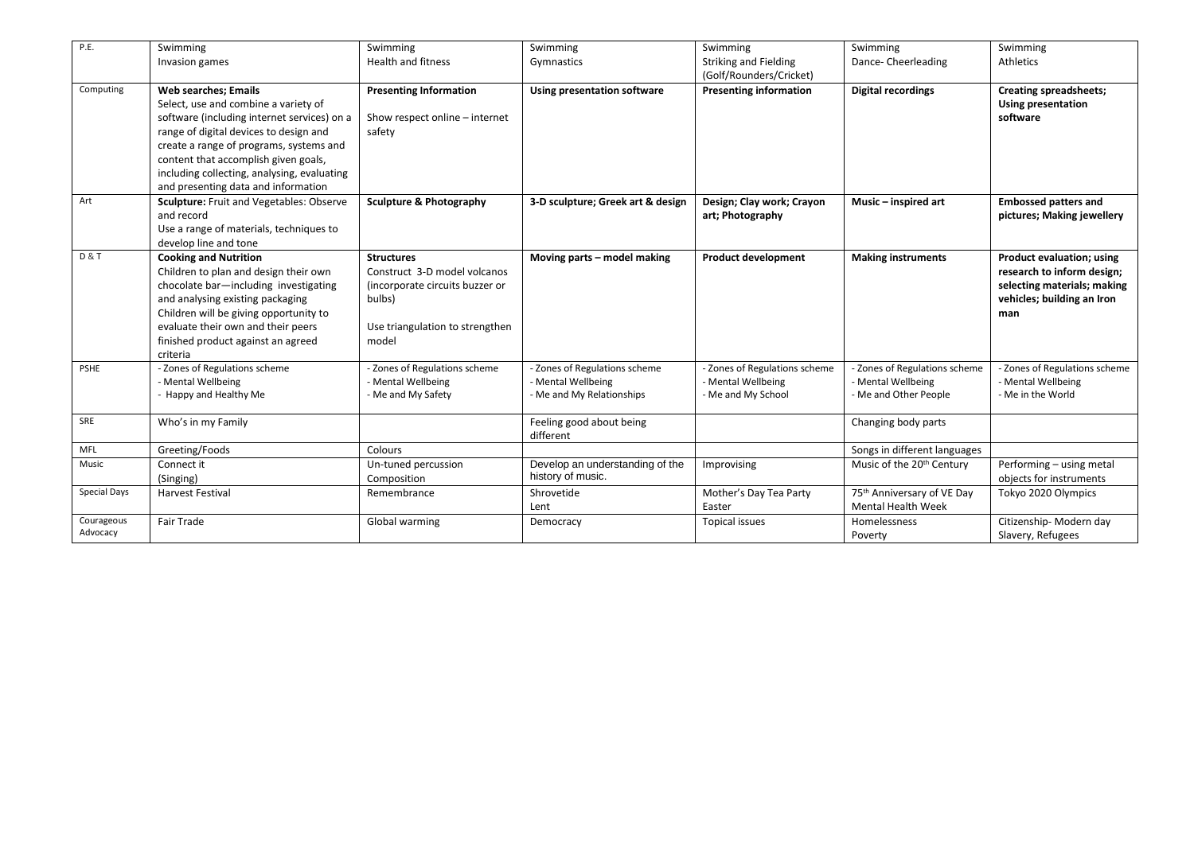| | | | | | | |
|---|---|---|---|---|---|---|
| P.E. | Swimming<br>Invasion games | Swimming<br>Health and fitness | Swimming<br>Gymnastics | Swimming<br>Striking and Fielding (Golf/Rounders/Cricket) | Swimming<br>Dance- Cheerleading | Swimming<br>Athletics |
| Computing | **Web searches; Emails**<br>Select, use and combine a variety of software (including internet services) on a range of digital devices to design and create a range of programs, systems and content that accomplish given goals, including collecting, analysing, evaluating and presenting data and information | **Presenting Information**<br><br>Show respect online – internet safety | **Using presentation software** | **Presenting information** | **Digital recordings** | **Creating spreadsheets; Using presentation software** |
| Art | **Sculpture:** Fruit and Vegetables: Observe and record<br>Use a range of materials, techniques to develop line and tone | **Sculpture & Photography** | **3-D sculpture; Greek art & design** | **Design; Clay work; Crayon art; Photography** | **Music – inspired art** | **Embossed patters and pictures; Making jewellery** |
| D & T | **Cooking and Nutrition**<br>Children to plan and design their own chocolate bar—including investigating and analysing existing packaging<br>Children will be giving opportunity to evaluate their own and their peers finished product against an agreed criteria | **Structures**<br>Construct 3-D model volcanos (incorporate circuits buzzer or bulbs)<br><br>Use triangulation to strengthen model | **Moving parts – model making** | **Product development** | **Making instruments** | **Product evaluation; using research to inform design; selecting materials; making vehicles; building an Iron man** |
| PSHE | - Zones of Regulations scheme<br>- Mental Wellbeing<br>- Happy and Healthy Me | - Zones of Regulations scheme<br>- Mental Wellbeing<br>- Me and My Safety | - Zones of Regulations scheme<br>- Mental Wellbeing<br>- Me and My Relationships | - Zones of Regulations scheme<br>- Mental Wellbeing<br>- Me and My School | - Zones of Regulations scheme<br>- Mental Wellbeing<br>- Me and Other People | - Zones of Regulations scheme<br>- Mental Wellbeing<br>- Me in the World |
| SRE | Who's in my Family | | Feeling good about being different | | Changing body parts | |
| MFL | Greeting/Foods | Colours | | | Songs in different languages | |
| Music | Connect it<br>(Singing) | Un-tuned percussion<br>Composition | Develop an understanding of the history of music. | Improvising | Music of the 20th Century | Performing – using metal objects for instruments |
| Special Days | Harvest Festival | Remembrance | Shrovetide<br>Lent | Mother's Day Tea Party<br>Easter | 75th Anniversary of VE Day<br>Mental Health Week | Tokyo 2020 Olympics |
| Courageous Advocacy | Fair Trade | Global warming | Democracy | Topical issues | Homelessness<br>Poverty | Citizenship- Modern day Slavery, Refugees |